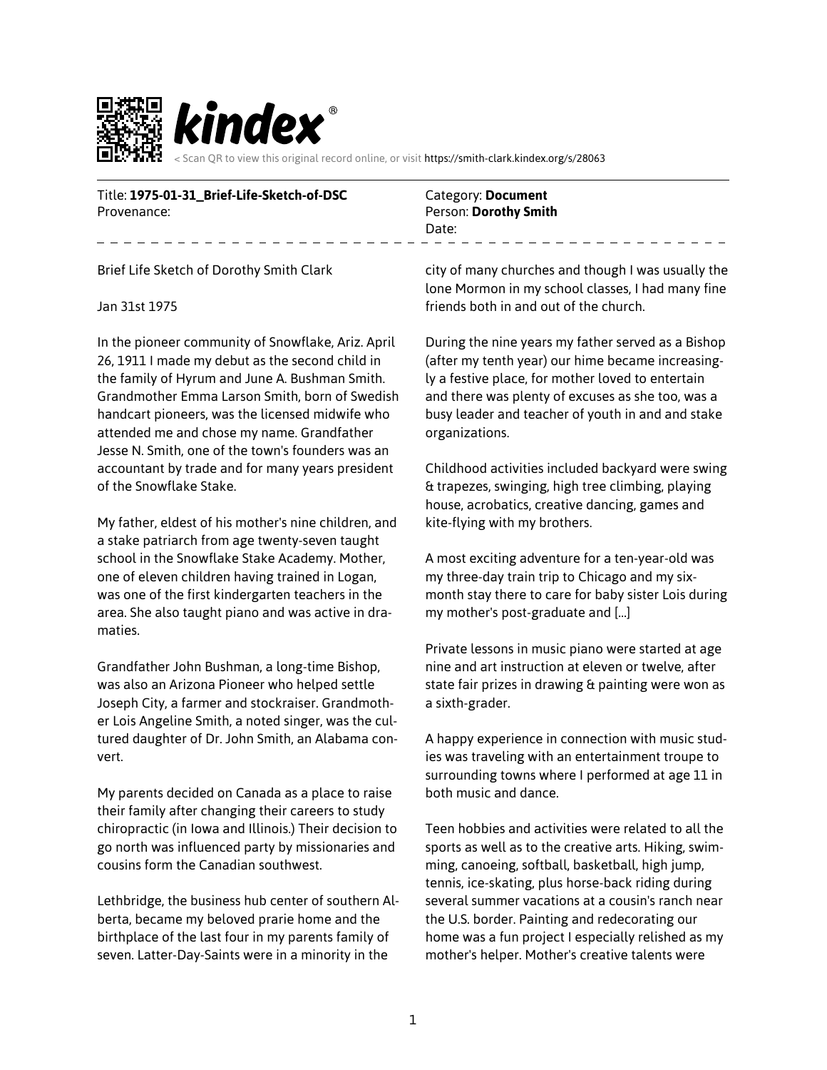kindex®

< Scan QR to view this original record online, or visit https://smith-clark.kindex.org/s/28063

Title: **1975-01-31_Brief-Life-Sketch-of-DSC**
Provenance:

Category: **Document**
Person: **Dorothy Smith**
Date:

---

Brief Life Sketch of Dorothy Smith Clark

Jan 31st 1975

In the pioneer community of Snowflake, Ariz. April 26, 1911 I made my debut as the second child in the family of Hyrum and June A. Bushman Smith. Grandmother Emma Larson Smith, born of Swedish handcart pioneers, was the licensed midwife who attended me and chose my name. Grandfather Jesse N. Smith, one of the town's founders was an accountant by trade and for many years president of the Snowflake Stake.

My father, eldest of his mother's nine children, and a stake patriarch from age twenty-seven taught school in the Snowflake Stake Academy. Mother, one of eleven children having trained in Logan, was one of the first kindergarten teachers in the area. She also taught piano and was active in dramaties.

Grandfather John Bushman, a long-time Bishop, was also an Arizona Pioneer who helped settle Joseph City, a farmer and stockraiser. Grandmother Lois Angeline Smith, a noted singer, was the cultured daughter of Dr. John Smith, an Alabama convert.

My parents decided on Canada as a place to raise their family after changing their careers to study chiropractic (in Iowa and Illinois.) Their decision to go north was influenced party by missionaries and cousins form the Canadian southwest.

Lethbridge, the business hub center of southern Alberta, became my beloved prarie home and the birthplace of the last four in my parents family of seven. Latter-Day-Saints were in a minority in the city of many churches and though I was usually the lone Mormon in my school classes, I had many fine friends both in and out of the church.

During the nine years my father served as a Bishop (after my tenth year) our hime became increasingly a festive place, for mother loved to entertain and there was plenty of excuses as she too, was a busy leader and teacher of youth in and and stake organizations.

Childhood activities included backyard were swing & trapezes, swinging, high tree climbing, playing house, acrobatics, creative dancing, games and kite-flying with my brothers.

A most exciting adventure for a ten-year-old was my three-day train trip to Chicago and my six-month stay there to care for baby sister Lois during my mother's post-graduate and [...]

Private lessons in music piano were started at age nine and art instruction at eleven or twelve, after state fair prizes in drawing & painting were won as a sixth-grader.

A happy experience in connection with music studies was traveling with an entertainment troupe to surrounding towns where I performed at age 11 in both music and dance.

Teen hobbies and activities were related to all the sports as well as to the creative arts. Hiking, swimming, canoeing, softball, basketball, high jump, tennis, ice-skating, plus horse-back riding during several summer vacations at a cousin's ranch near the U.S. border. Painting and redecorating our home was a fun project I especially relished as my mother's helper. Mother's creative talents were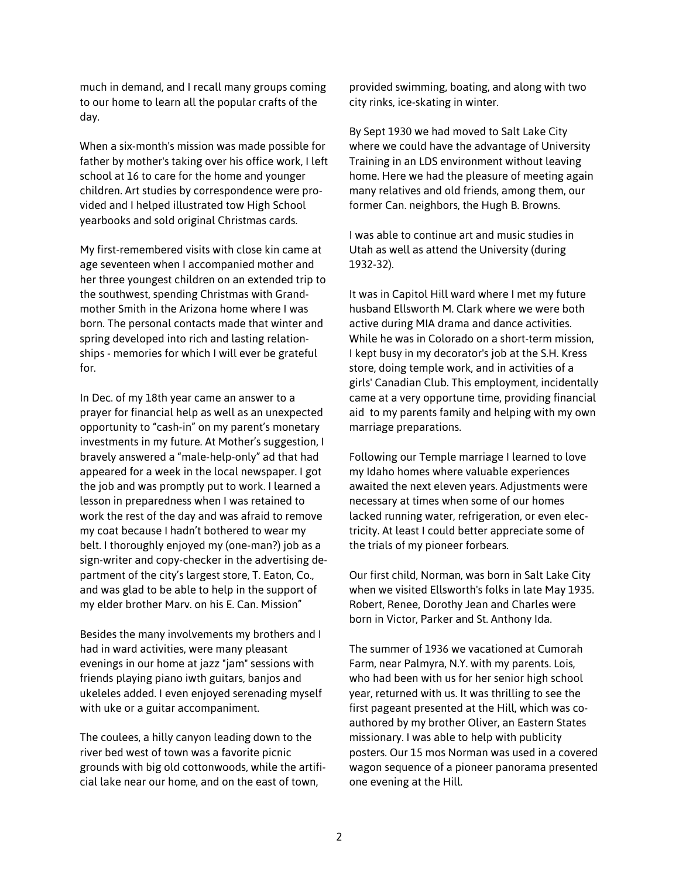much in demand, and I recall many groups coming to our home to learn all the popular crafts of the day.

When a six-month's mission was made possible for father by mother's taking over his office work, I left school at 16 to care for the home and younger children. Art studies by correspondence were provided and I helped illustrated tow High School yearbooks and sold original Christmas cards.

My first-remembered visits with close kin came at age seventeen when I accompanied mother and her three youngest children on an extended trip to the southwest, spending Christmas with Grandmother Smith in the Arizona home where I was born. The personal contacts made that winter and spring developed into rich and lasting relationships - memories for which I will ever be grateful for.

In Dec. of my 18th year came an answer to a prayer for financial help as well as an unexpected opportunity to "cash-in" on my parent's monetary investments in my future. At Mother's suggestion, I bravely answered a "male-help-only" ad that had appeared for a week in the local newspaper. I got the job and was promptly put to work. I learned a lesson in preparedness when I was retained to work the rest of the day and was afraid to remove my coat because I hadn't bothered to wear my belt. I thoroughly enjoyed my (one-man?) job as a sign-writer and copy-checker in the advertising department of the city's largest store, T. Eaton, Co., and was glad to be able to help in the support of my elder brother Marv. on his E. Can. Mission"

Besides the many involvements my brothers and I had in ward activities, were many pleasant evenings in our home at jazz "jam" sessions with friends playing piano iwth guitars, banjos and ukeleles added. I even enjoyed serenading myself with uke or a guitar accompaniment.

The coulees, a hilly canyon leading down to the river bed west of town was a favorite picnic grounds with big old cottonwoods, while the artificial lake near our home, and on the east of town, provided swimming, boating, and along with two city rinks, ice-skating in winter.

By Sept 1930 we had moved to Salt Lake City where we could have the advantage of University Training in an LDS environment without leaving home. Here we had the pleasure of meeting again many relatives and old friends, among them, our former Can. neighbors, the Hugh B. Browns.

I was able to continue art and music studies in Utah as well as attend the University (during 1932-32).

It was in Capitol Hill ward where I met my future husband Ellsworth M. Clark where we were both active during MIA drama and dance activities. While he was in Colorado on a short-term mission, I kept busy in my decorator's job at the S.H. Kress store, doing temple work, and in activities of a girls' Canadian Club. This employment, incidentally came at a very opportune time, providing financial aid to my parents family and helping with my own marriage preparations.

Following our Temple marriage I learned to love my Idaho homes where valuable experiences awaited the next eleven years. Adjustments were necessary at times when some of our homes lacked running water, refrigeration, or even electricity. At least I could better appreciate some of the trials of my pioneer forbears.

Our first child, Norman, was born in Salt Lake City when we visited Ellsworth's folks in late May 1935. Robert, Renee, Dorothy Jean and Charles were born in Victor, Parker and St. Anthony Ida.

The summer of 1936 we vacationed at Cumorah Farm, near Palmyra, N.Y. with my parents. Lois, who had been with us for her senior high school year, returned with us. It was thrilling to see the first pageant presented at the Hill, which was co-authored by my brother Oliver, an Eastern States missionary. I was able to help with publicity posters. Our 15 mos Norman was used in a covered wagon sequence of a pioneer panorama presented one evening at the Hill.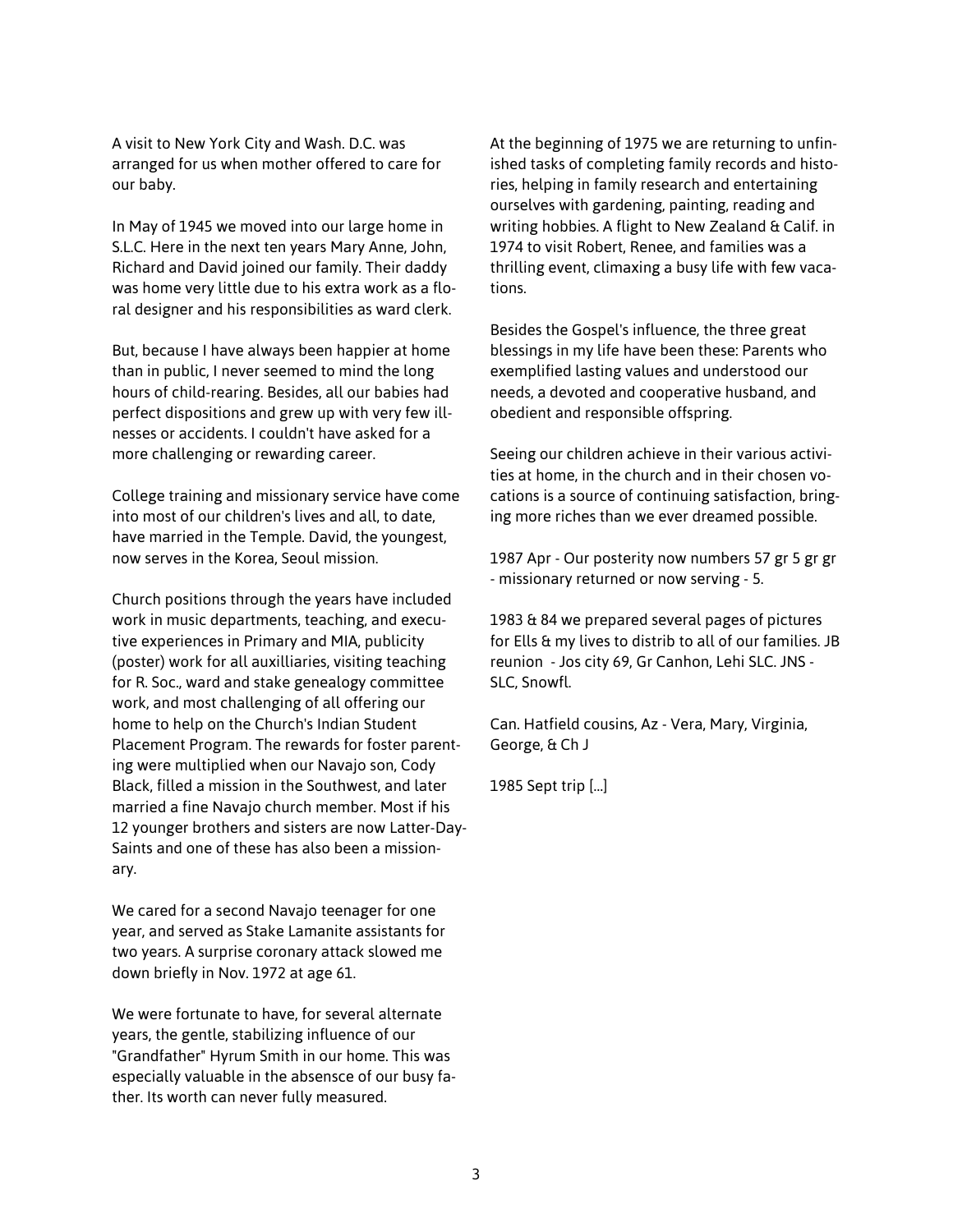A visit to New York City and Wash. D.C. was arranged for us when mother offered to care for our baby.

In May of 1945 we moved into our large home in S.L.C. Here in the next ten years Mary Anne, John, Richard and David joined our family. Their daddy was home very little due to his extra work as a floral designer and his responsibilities as ward clerk.

But, because I have always been happier at home than in public, I never seemed to mind the long hours of child-rearing. Besides, all our babies had perfect dispositions and grew up with very few illnesses or accidents. I couldn't have asked for a more challenging or rewarding career.

College training and missionary service have come into most of our children's lives and all, to date, have married in the Temple. David, the youngest, now serves in the Korea, Seoul mission.

Church positions through the years have included work in music departments, teaching, and executive experiences in Primary and MIA, publicity (poster) work for all auxilliaries, visiting teaching for R. Soc., ward and stake genealogy committee work, and most challenging of all offering our home to help on the Church's Indian Student Placement Program. The rewards for foster parenting were multiplied when our Navajo son, Cody Black, filled a mission in the Southwest, and later married a fine Navajo church member. Most if his 12 younger brothers and sisters are now Latter-Day-Saints and one of these has also been a missionary.

We cared for a second Navajo teenager for one year, and served as Stake Lamanite assistants for two years. A surprise coronary attack slowed me down briefly in Nov. 1972 at age 61.

We were fortunate to have, for several alternate years, the gentle, stabilizing influence of our "Grandfather" Hyrum Smith in our home. This was especially valuable in the absensce of our busy father. Its worth can never fully measured.

At the beginning of 1975 we are returning to unfinished tasks of completing family records and histories, helping in family research and entertaining ourselves with gardening, painting, reading and writing hobbies. A flight to New Zealand & Calif. in 1974 to visit Robert, Renee, and families was a thrilling event, climaxing a busy life with few vacations.

Besides the Gospel's influence, the three great blessings in my life have been these: Parents who exemplified lasting values and understood our needs, a devoted and cooperative husband, and obedient and responsible offspring.

Seeing our children achieve in their various activities at home, in the church and in their chosen vocations is a source of continuing satisfaction, bringing more riches than we ever dreamed possible.

1987 Apr - Our posterity now numbers 57 gr 5 gr gr - missionary returned or now serving - 5.

1983 & 84 we prepared several pages of pictures for Ells & my lives to distrib to all of our families. JB reunion - Jos city 69, Gr Canhon, Lehi SLC. JNS - SLC, Snowfl.

Can. Hatfield cousins, Az - Vera, Mary, Virginia, George, & Ch J

1985 Sept trip [...]